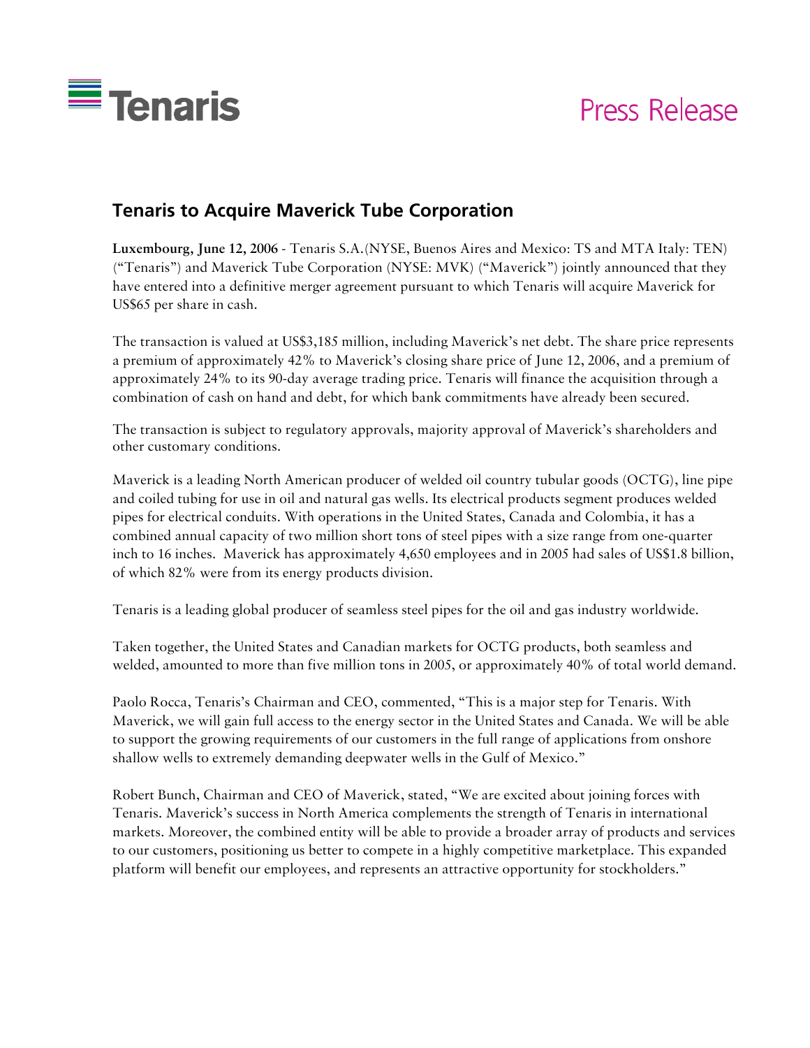Tenaris

Press Release

## Tenaris to Acquire Maverick Tube Corporation

**Luxembourg, June 12, 2006** - Tenaris S.A.(NYSE, Buenos Aires and Mexico: TS and MTA Italy: TEN) ("Tenaris") and Maverick Tube Corporation (NYSE: MVK) ("Maverick") jointly announced that they have entered into a definitive merger agreement pursuant to which Tenaris will acquire Maverick for US$65 per share in cash.

The transaction is valued at US$3,185 million, including Maverick's net debt. The share price represents a premium of approximately 42% to Maverick's closing share price of June 12, 2006, and a premium of approximately 24% to its 90-day average trading price. Tenaris will finance the acquisition through a combination of cash on hand and debt, for which bank commitments have already been secured.

The transaction is subject to regulatory approvals, majority approval of Maverick's shareholders and other customary conditions.

Maverick is a leading North American producer of welded oil country tubular goods (OCTG), line pipe and coiled tubing for use in oil and natural gas wells. Its electrical products segment produces welded pipes for electrical conduits. With operations in the United States, Canada and Colombia, it has a combined annual capacity of two million short tons of steel pipes with a size range from one-quarter inch to 16 inches. Maverick has approximately 4,650 employees and in 2005 had sales of US$1.8 billion, of which 82% were from its energy products division.

Tenaris is a leading global producer of seamless steel pipes for the oil and gas industry worldwide.

Taken together, the United States and Canadian markets for OCTG products, both seamless and welded, amounted to more than five million tons in 2005, or approximately 40% of total world demand.

Paolo Rocca, Tenaris's Chairman and CEO, commented, "This is a major step for Tenaris. With Maverick, we will gain full access to the energy sector in the United States and Canada. We will be able to support the growing requirements of our customers in the full range of applications from onshore shallow wells to extremely demanding deepwater wells in the Gulf of Mexico."

Robert Bunch, Chairman and CEO of Maverick, stated, "We are excited about joining forces with Tenaris. Maverick's success in North America complements the strength of Tenaris in international markets. Moreover, the combined entity will be able to provide a broader array of products and services to our customers, positioning us better to compete in a highly competitive marketplace. This expanded platform will benefit our employees, and represents an attractive opportunity for stockholders."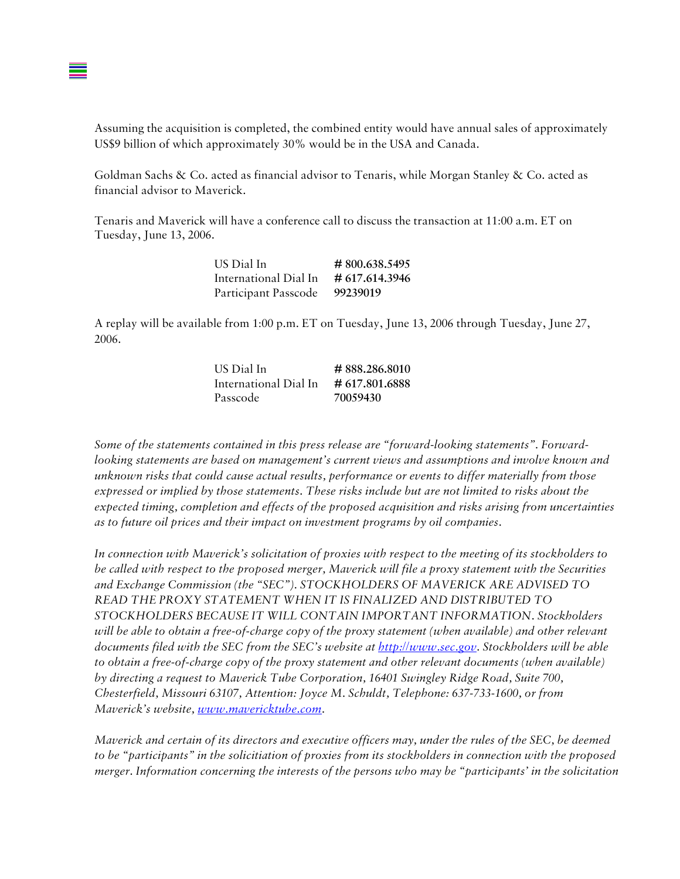Assuming the acquisition is completed, the combined entity would have annual sales of approximately US$9 billion of which approximately 30% would be in the USA and Canada.

Goldman Sachs & Co. acted as financial advisor to Tenaris, while Morgan Stanley & Co. acted as financial advisor to Maverick.

Tenaris and Maverick will have a conference call to discuss the transaction at 11:00 a.m. ET on Tuesday, June 13, 2006.

| | |
|---|---|
| US Dial In | **# 800.638.5495** |
| International Dial In | **# 617.614.3946** |
| Participant Passcode | **99239019** |

A replay will be available from 1:00 p.m. ET on Tuesday, June 13, 2006 through Tuesday, June 27, 2006.

| | |
|---|---|
| US Dial In | **# 888.286.8010** |
| International Dial In | **# 617.801.6888** |
| Passcode | **70059430** |

*Some of the statements contained in this press release are "forward-looking statements". Forward-looking statements are based on management's current views and assumptions and involve known and unknown risks that could cause actual results, performance or events to differ materially from those expressed or implied by those statements. These risks include but are not limited to risks about the expected timing, completion and effects of the proposed acquisition and risks arising from uncertainties as to future oil prices and their impact on investment programs by oil companies.*

*In connection with Maverick's solicitation of proxies with respect to the meeting of its stockholders to be called with respect to the proposed merger, Maverick will file a proxy statement with the Securities and Exchange Commission (the "SEC"). STOCKHOLDERS OF MAVERICK ARE ADVISED TO READ THE PROXY STATEMENT WHEN IT IS FINALIZED AND DISTRIBUTED TO STOCKHOLDERS BECAUSE IT WILL CONTAIN IMPORTANT INFORMATION. Stockholders will be able to obtain a free-of-charge copy of the proxy statement (when available) and other relevant documents filed with the SEC from the SEC's website at [http://www.sec.gov](http://www.sec.gov). Stockholders will be able to obtain a free-of-charge copy of the proxy statement and other relevant documents (when available) by directing a request to Maverick Tube Corporation, 16401 Swingley Ridge Road, Suite 700, Chesterfield, Missouri 63107, Attention: Joyce M. Schuldt, Telephone: 637-733-1600, or from Maverick's website, [www.mavericktube.com](http://www.mavericktube.com).*

*Maverick and certain of its directors and executive officers may, under the rules of the SEC, be deemed to be "participants" in the solicitiation of proxies from its stockholders in connection with the proposed merger. Information concerning the interests of the persons who may be "participants' in the solicitation*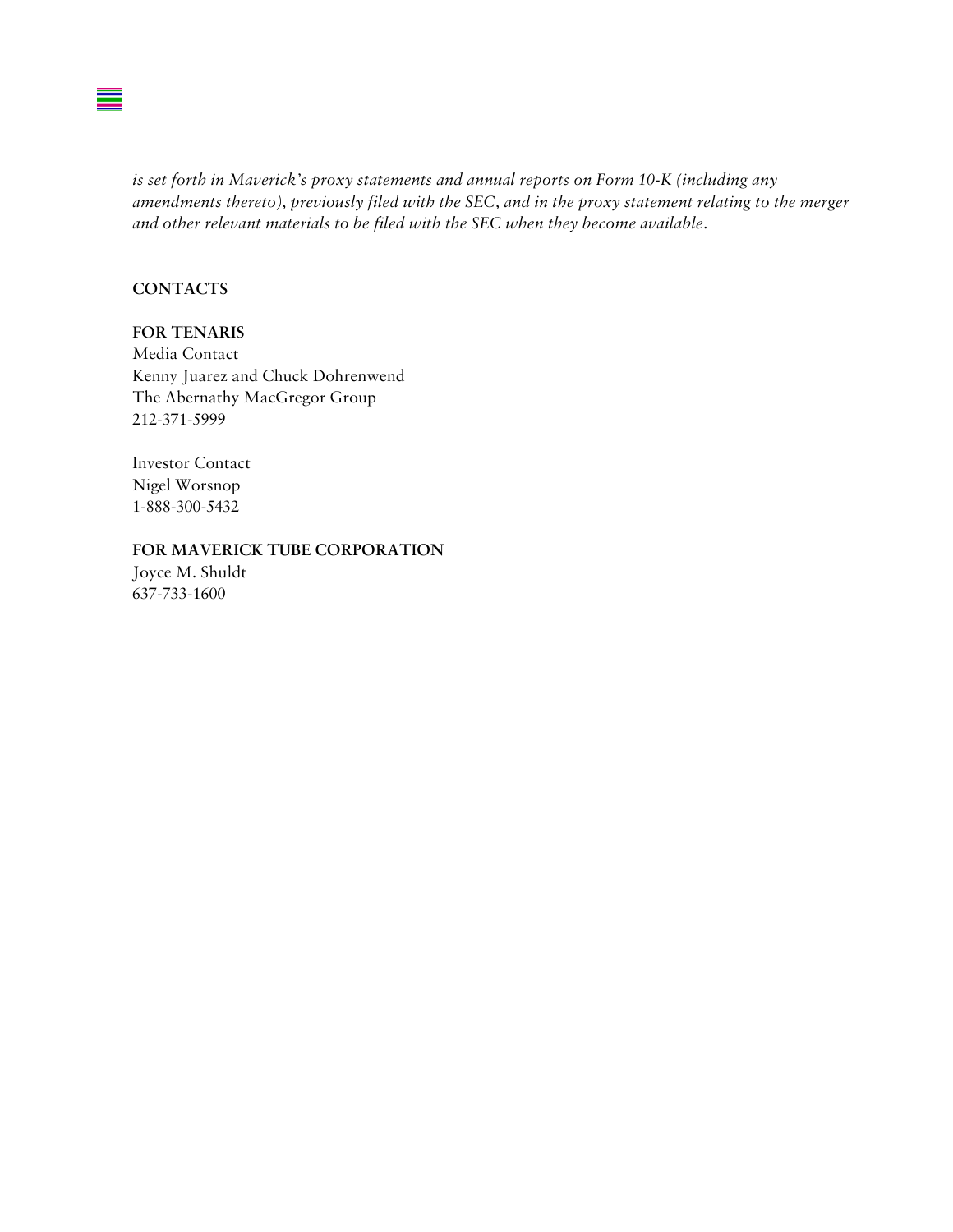*is set forth in Maverick's proxy statements and annual reports on Form 10-K (including any amendments thereto), previously filed with the SEC, and in the proxy statement relating to the merger and other relevant materials to be filed with the SEC when they become available.*

**CONTACTS**

**FOR TENARIS**
Media Contact
Kenny Juarez and Chuck Dohrenwend
The Abernathy MacGregor Group
212-371-5999

Investor Contact
Nigel Worsnop
1-888-300-5432

**FOR MAVERICK TUBE CORPORATION**
Joyce M. Shuldt
637-733-1600